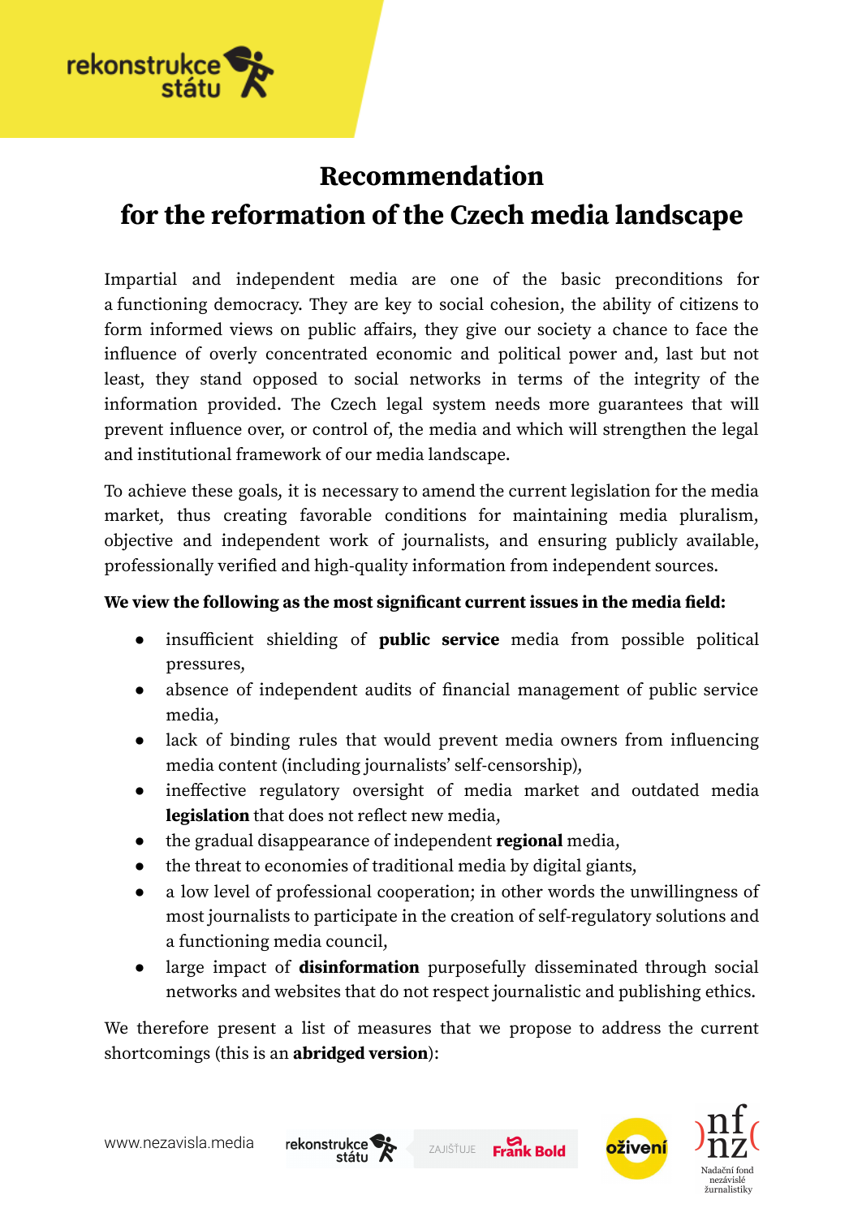# Recommendation
# for the reformation of the Czech media landscape

Impartial and independent media are one of the basic preconditions for a functioning democracy. They are key to social cohesion, the ability of citizens to form informed views on public affairs, they give our society a chance to face the influence of overly concentrated economic and political power and, last but not least, they stand opposed to social networks in terms of the integrity of the information provided. The Czech legal system needs more guarantees that will prevent influence over, or control of, the media and which will strengthen the legal and institutional framework of our media landscape.

To achieve these goals, it is necessary to amend the current legislation for the media market, thus creating favorable conditions for maintaining media pluralism, objective and independent work of journalists, and ensuring publicly available, professionally verified and high-quality information from independent sources.

**We view the following as the most significant current issues in the media field:**

- insufficient shielding of **public service** media from possible political pressures,
- absence of independent audits of financial management of public service media,
- lack of binding rules that would prevent media owners from influencing media content (including journalists' self-censorship),
- ineffective regulatory oversight of media market and outdated media **legislation** that does not reflect new media,
- the gradual disappearance of independent **regional** media,
- the threat to economies of traditional media by digital giants,
- a low level of professional cooperation; in other words the unwillingness of most journalists to participate in the creation of self-regulatory solutions and a functioning media council,
- large impact of **disinformation** purposefully disseminated through social networks and websites that do not respect journalistic and publishing ethics.

We therefore present a list of measures that we propose to address the current shortcomings (this is an **abridged version**):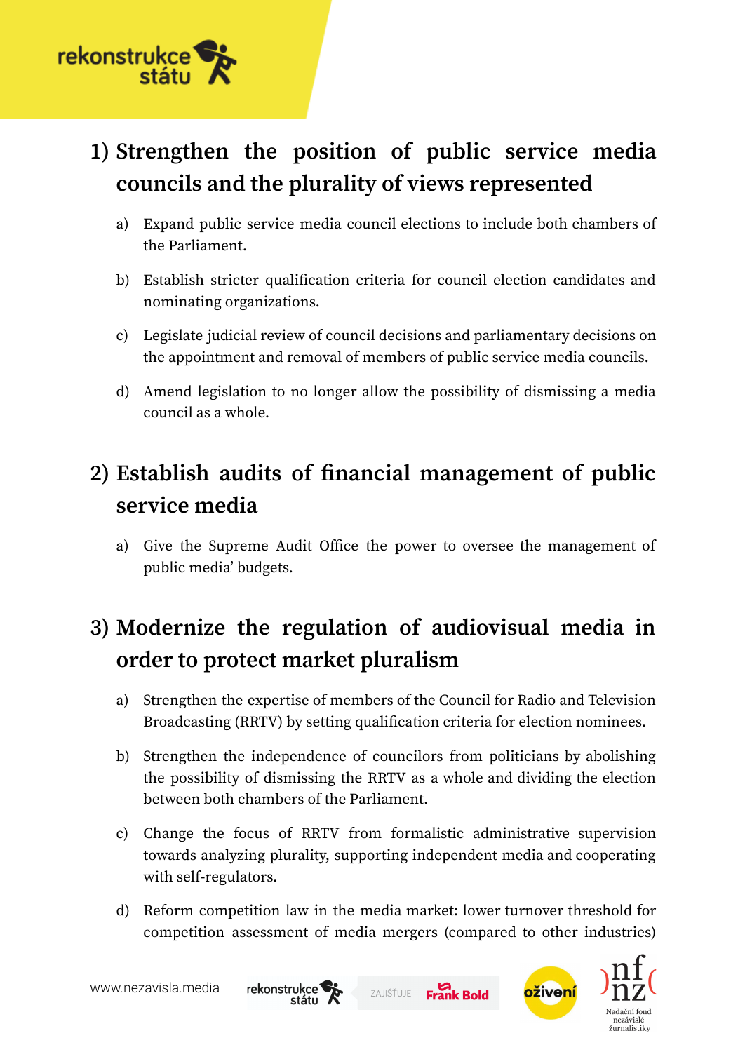## 1) Strengthen the position of public service media councils and the plurality of views represented

a) Expand public service media council elections to include both chambers of the Parliament.

b) Establish stricter qualification criteria for council election candidates and nominating organizations.

c) Legislate judicial review of council decisions and parliamentary decisions on the appointment and removal of members of public service media councils.

d) Amend legislation to no longer allow the possibility of dismissing a media council as a whole.

## 2) Establish audits of financial management of public service media

a) Give the Supreme Audit Office the power to oversee the management of public media' budgets.

## 3) Modernize the regulation of audiovisual media in order to protect market pluralism

a) Strengthen the expertise of members of the Council for Radio and Television Broadcasting (RRTV) by setting qualification criteria for election nominees.

b) Strengthen the independence of councilors from politicians by abolishing the possibility of dismissing the RRTV as a whole and dividing the election between both chambers of the Parliament.

c) Change the focus of RRTV from formalistic administrative supervision towards analyzing plurality, supporting independent media and cooperating with self-regulators.

d) Reform competition law in the media market: lower turnover threshold for competition assessment of media mergers (compared to other industries)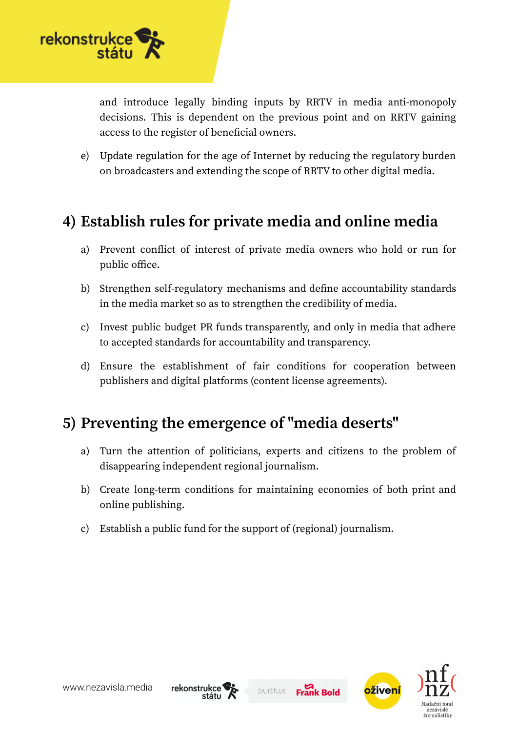and introduce legally binding inputs by RRTV in media anti-monopoly decisions. This is dependent on the previous point and on RRTV gaining access to the register of beneficial owners.

e) Update regulation for the age of Internet by reducing the regulatory burden on broadcasters and extending the scope of RRTV to other digital media.

## 4) Establish rules for private media and online media

a) Prevent conflict of interest of private media owners who hold or run for public office.

b) Strengthen self-regulatory mechanisms and define accountability standards in the media market so as to strengthen the credibility of media.

c) Invest public budget PR funds transparently, and only in media that adhere to accepted standards for accountability and transparency.

d) Ensure the establishment of fair conditions for cooperation between publishers and digital platforms (content license agreements).

## 5) Preventing the emergence of "media deserts"

a) Turn the attention of politicians, experts and citizens to the problem of disappearing independent regional journalism.

b) Create long-term conditions for maintaining economies of both print and online publishing.

c) Establish a public fund for the support of (regional) journalism.

www.nezavisla.media